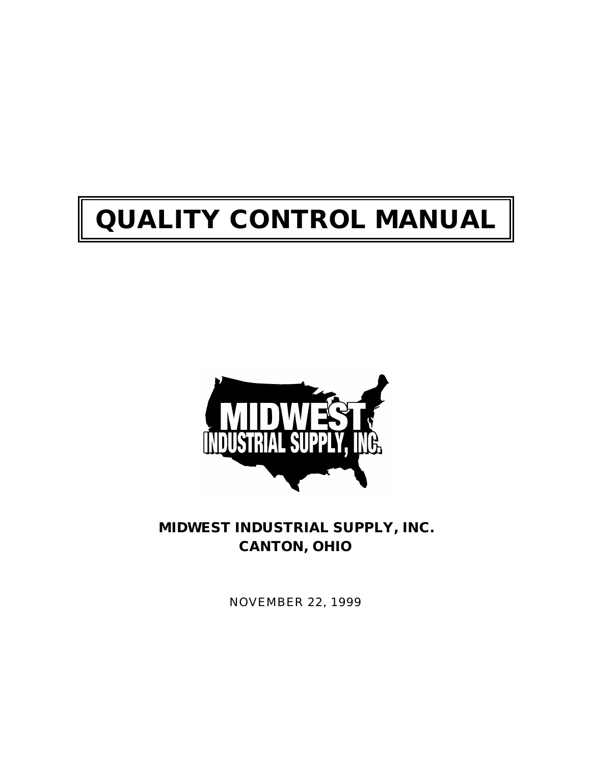# QUALITY CONTROL MANUAL

**MIDWEST INDUSTRIAL SUPPLY, INC.**
**CANTON, OHIO**

NOVEMBER 22, 1999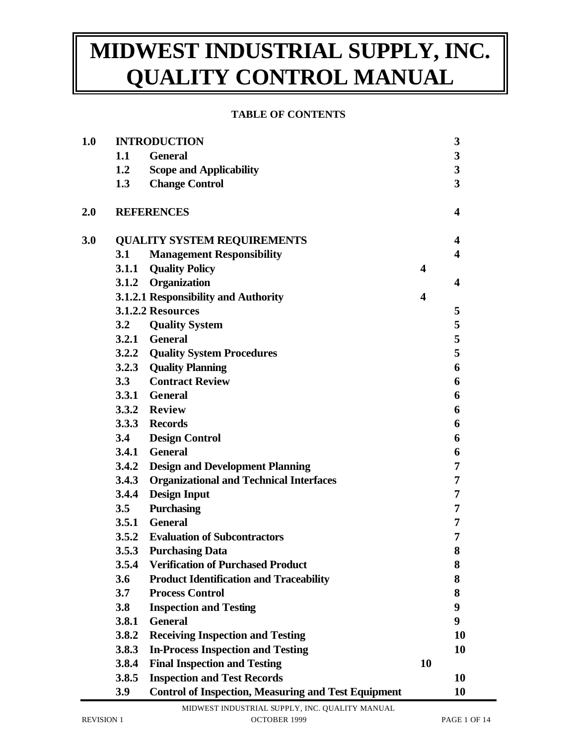# MIDWEST INDUSTRIAL SUPPLY, INC. QUALITY CONTROL MANUAL

**TABLE OF CONTENTS**

| | | | |
|---|---|---|---|
| **1.0** | | **INTRODUCTION** | **3** |
| | **1.1** | **General** | **3** |
| | **1.2** | **Scope and Applicability** | **3** |
| | **1.3** | **Change Control** | **3** |
| **2.0** | | **REFERENCES** | **4** |
| **3.0** | | **QUALITY SYSTEM REQUIREMENTS** | **4** |
| | **3.1** | **Management Responsibility** | **4** |
| | **3.1.1** | **Quality Policy** | **4** |
| | **3.1.2** | **Organization** | **4** |
| | **3.1.2.1** | **Responsibility and Authority** | **4** |
| | **3.1.2.2** | **Resources** | **5** |
| | **3.2** | **Quality System** | **5** |
| | **3.2.1** | **General** | **5** |
| | **3.2.2** | **Quality System Procedures** | **5** |
| | **3.2.3** | **Quality Planning** | **6** |
| | **3.3** | **Contract Review** | **6** |
| | **3.3.1** | **General** | **6** |
| | **3.3.2** | **Review** | **6** |
| | **3.3.3** | **Records** | **6** |
| | **3.4** | **Design Control** | **6** |
| | **3.4.1** | **General** | **6** |
| | **3.4.2** | **Design and Development Planning** | **7** |
| | **3.4.3** | **Organizational and Technical Interfaces** | **7** |
| | **3.4.4** | **Design Input** | **7** |
| | **3.5** | **Purchasing** | **7** |
| | **3.5.1** | **General** | **7** |
| | **3.5.2** | **Evaluation of Subcontractors** | **7** |
| | **3.5.3** | **Purchasing Data** | **8** |
| | **3.5.4** | **Verification of Purchased Product** | **8** |
| | **3.6** | **Product Identification and Traceability** | **8** |
| | **3.7** | **Process Control** | **8** |
| | **3.8** | **Inspection and Testing** | **9** |
| | **3.8.1** | **General** | **9** |
| | **3.8.2** | **Receiving Inspection and Testing** | **10** |
| | **3.8.3** | **In-Process Inspection and Testing** | **10** |
| | **3.8.4** | **Final Inspection and Testing** | **10** |
| | **3.8.5** | **Inspection and Test Records** | **10** |
| | **3.9** | **Control of Inspection, Measuring and Test Equipment** | **10** |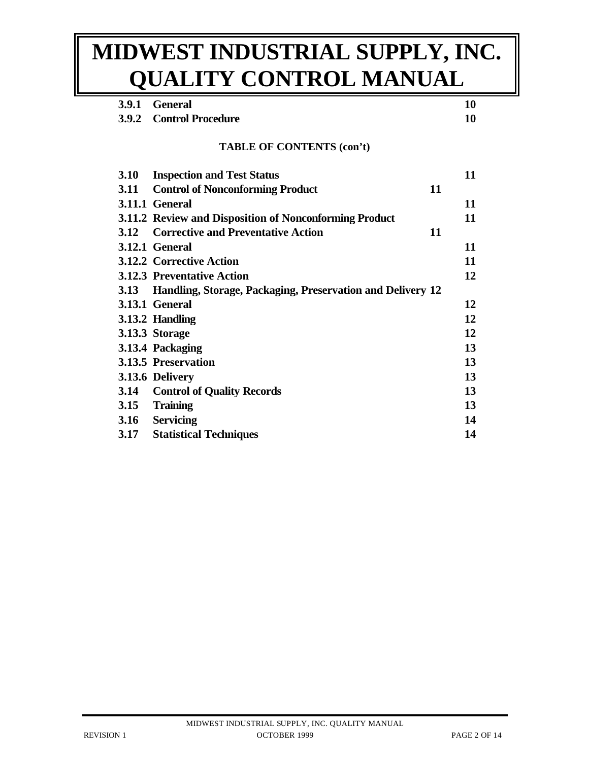| | | |
|---|---|---|
| **3.9.1** | **General** | **10** |
| **3.9.2** | **Control Procedure** | **10** |

**TABLE OF CONTENTS (con't)**

| | | |
|---|---|---|
| **3.10** | **Inspection and Test Status** | **11** |
| **3.11** | **Control of Nonconforming Product** | **11** |
| **3.11.1** | **General** | **11** |
| **3.11.2** | **Review and Disposition of Nonconforming Product** | **11** |
| **3.12** | **Corrective and Preventative Action** | **11** |
| **3.12.1** | **General** | **11** |
| **3.12.2** | **Corrective Action** | **11** |
| **3.12.3** | **Preventative Action** | **12** |
| **3.13** | **Handling, Storage, Packaging, Preservation and Delivery** | **12** |
| **3.13.1** | **General** | **12** |
| **3.13.2** | **Handling** | **12** |
| **3.13.3** | **Storage** | **12** |
| **3.13.4** | **Packaging** | **13** |
| **3.13.5** | **Preservation** | **13** |
| **3.13.6** | **Delivery** | **13** |
| **3.14** | **Control of Quality Records** | **13** |
| **3.15** | **Training** | **13** |
| **3.16** | **Servicing** | **14** |
| **3.17** | **Statistical Techniques** | **14** |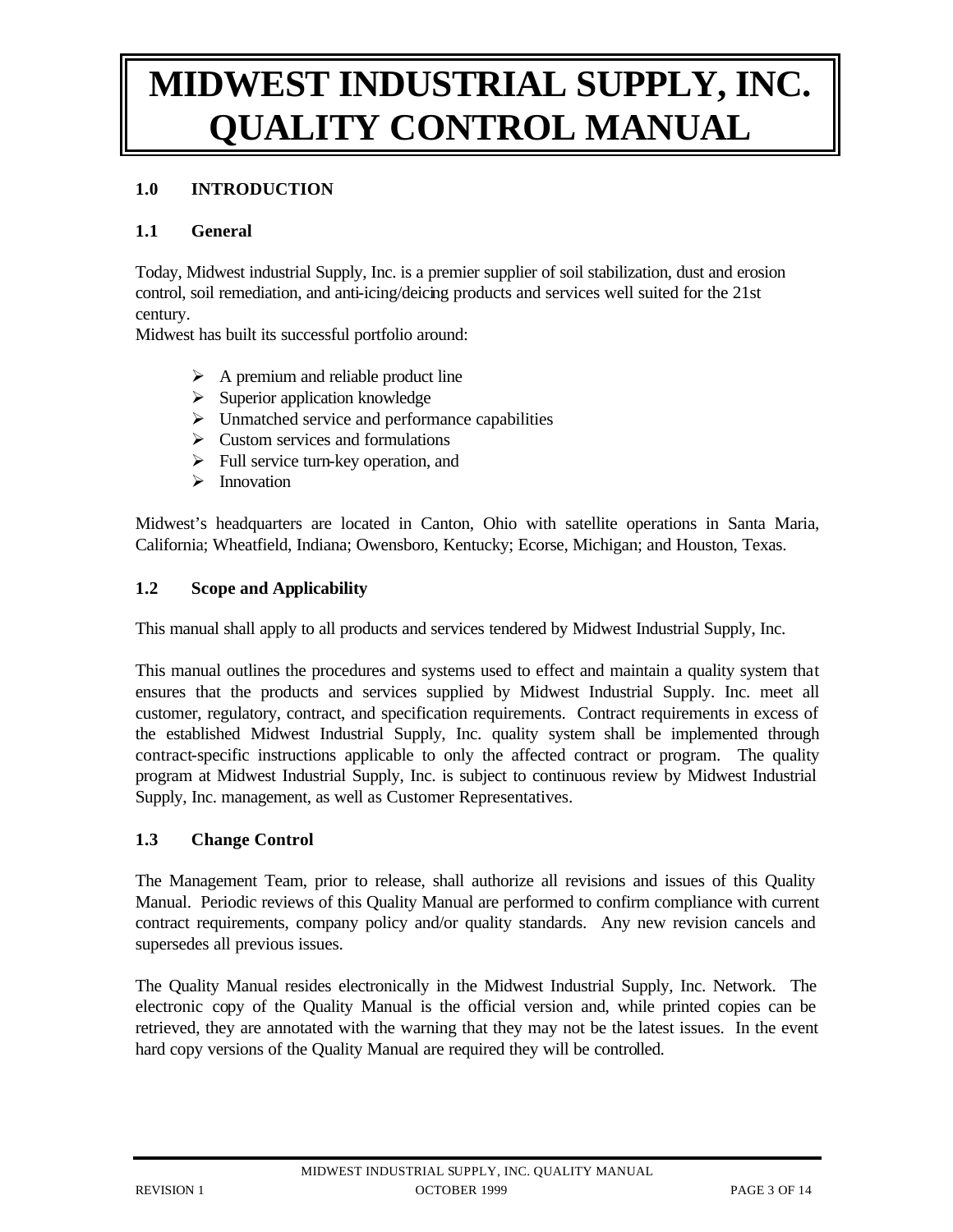# MIDWEST INDUSTRIAL SUPPLY, INC. QUALITY CONTROL MANUAL

## 1.0 INTRODUCTION

### 1.1 General

Today, Midwest industrial Supply, Inc. is a premier supplier of soil stabilization, dust and erosion control, soil remediation, and anti-icing/deicing products and services well suited for the 21st century.
Midwest has built its successful portfolio around:

- A premium and reliable product line
- Superior application knowledge
- Unmatched service and performance capabilities
- Custom services and formulations
- Full service turn-key operation, and
- Innovation

Midwest's headquarters are located in Canton, Ohio with satellite operations in Santa Maria, California; Wheatfield, Indiana; Owensboro, Kentucky; Ecorse, Michigan; and Houston, Texas.

### 1.2 Scope and Applicability

This manual shall apply to all products and services tendered by Midwest Industrial Supply, Inc.

This manual outlines the procedures and systems used to effect and maintain a quality system that ensures that the products and services supplied by Midwest Industrial Supply. Inc. meet all customer, regulatory, contract, and specification requirements. Contract requirements in excess of the established Midwest Industrial Supply, Inc. quality system shall be implemented through contract-specific instructions applicable to only the affected contract or program. The quality program at Midwest Industrial Supply, Inc. is subject to continuous review by Midwest Industrial Supply, Inc. management, as well as Customer Representatives.

### 1.3 Change Control

The Management Team, prior to release, shall authorize all revisions and issues of this Quality Manual. Periodic reviews of this Quality Manual are performed to confirm compliance with current contract requirements, company policy and/or quality standards. Any new revision cancels and supersedes all previous issues.

The Quality Manual resides electronically in the Midwest Industrial Supply, Inc. Network. The electronic copy of the Quality Manual is the official version and, while printed copies can be retrieved, they are annotated with the warning that they may not be the latest issues. In the event hard copy versions of the Quality Manual are required they will be controlled.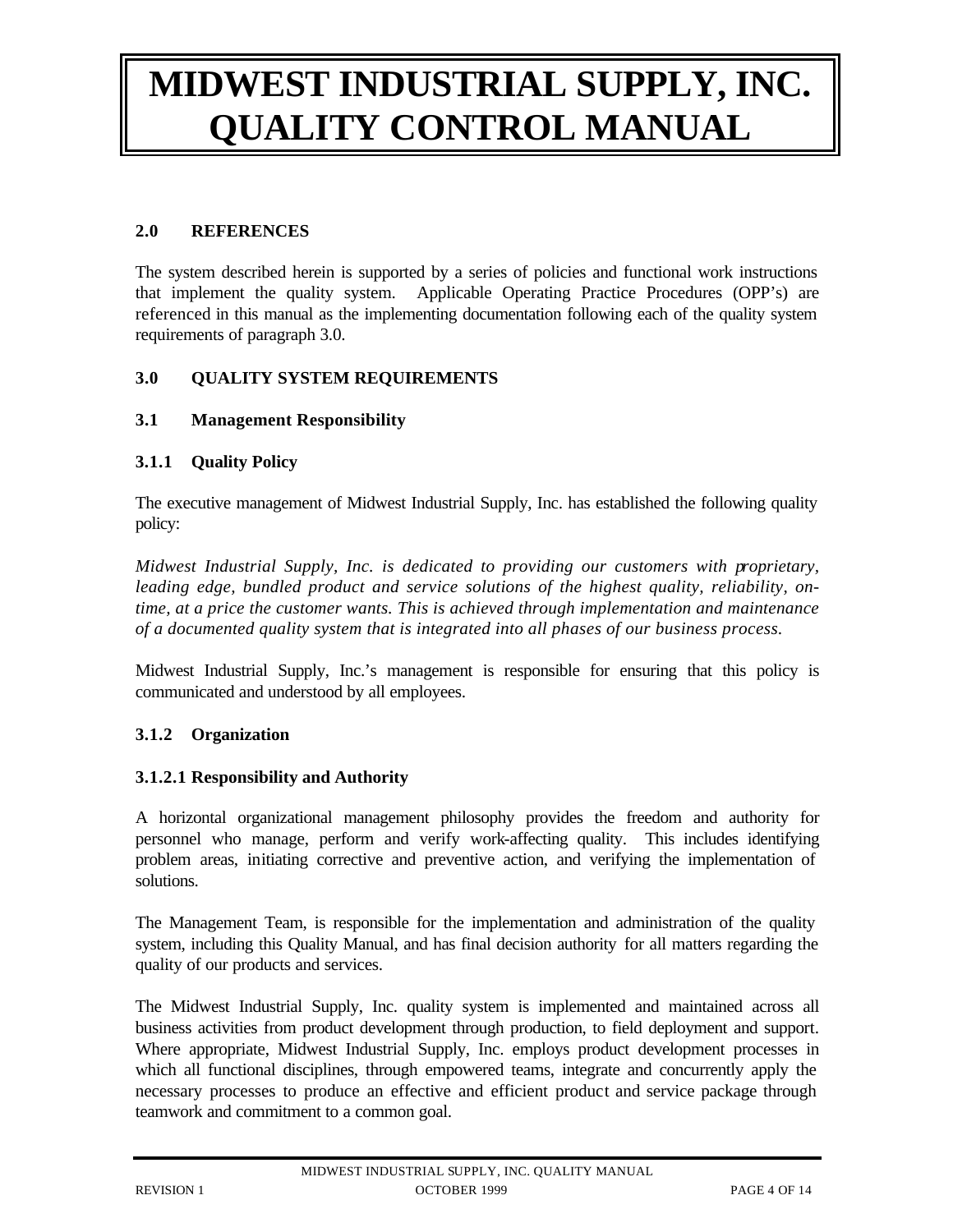## 2.0 REFERENCES

The system described herein is supported by a series of policies and functional work instructions that implement the quality system. Applicable Operating Practice Procedures (OPP's) are referenced in this manual as the implementing documentation following each of the quality system requirements of paragraph 3.0.

## 3.0 QUALITY SYSTEM REQUIREMENTS

### 3.1 Management Responsibility

#### 3.1.1 Quality Policy

The executive management of Midwest Industrial Supply, Inc. has established the following quality policy:

*Midwest Industrial Supply, Inc. is dedicated to providing our customers with proprietary, leading edge, bundled product and service solutions of the highest quality, reliability, on-time, at a price the customer wants. This is achieved through implementation and maintenance of a documented quality system that is integrated into all phases of our business process.*

Midwest Industrial Supply, Inc.'s management is responsible for ensuring that this policy is communicated and understood by all employees.

#### 3.1.2 Organization

##### 3.1.2.1 Responsibility and Authority

A horizontal organizational management philosophy provides the freedom and authority for personnel who manage, perform and verify work-affecting quality. This includes identifying problem areas, initiating corrective and preventive action, and verifying the implementation of solutions.

The Management Team, is responsible for the implementation and administration of the quality system, including this Quality Manual, and has final decision authority for all matters regarding the quality of our products and services.

The Midwest Industrial Supply, Inc. quality system is implemented and maintained across all business activities from product development through production, to field deployment and support. Where appropriate, Midwest Industrial Supply, Inc. employs product development processes in which all functional disciplines, through empowered teams, integrate and concurrently apply the necessary processes to produce an effective and efficient product and service package through teamwork and commitment to a common goal.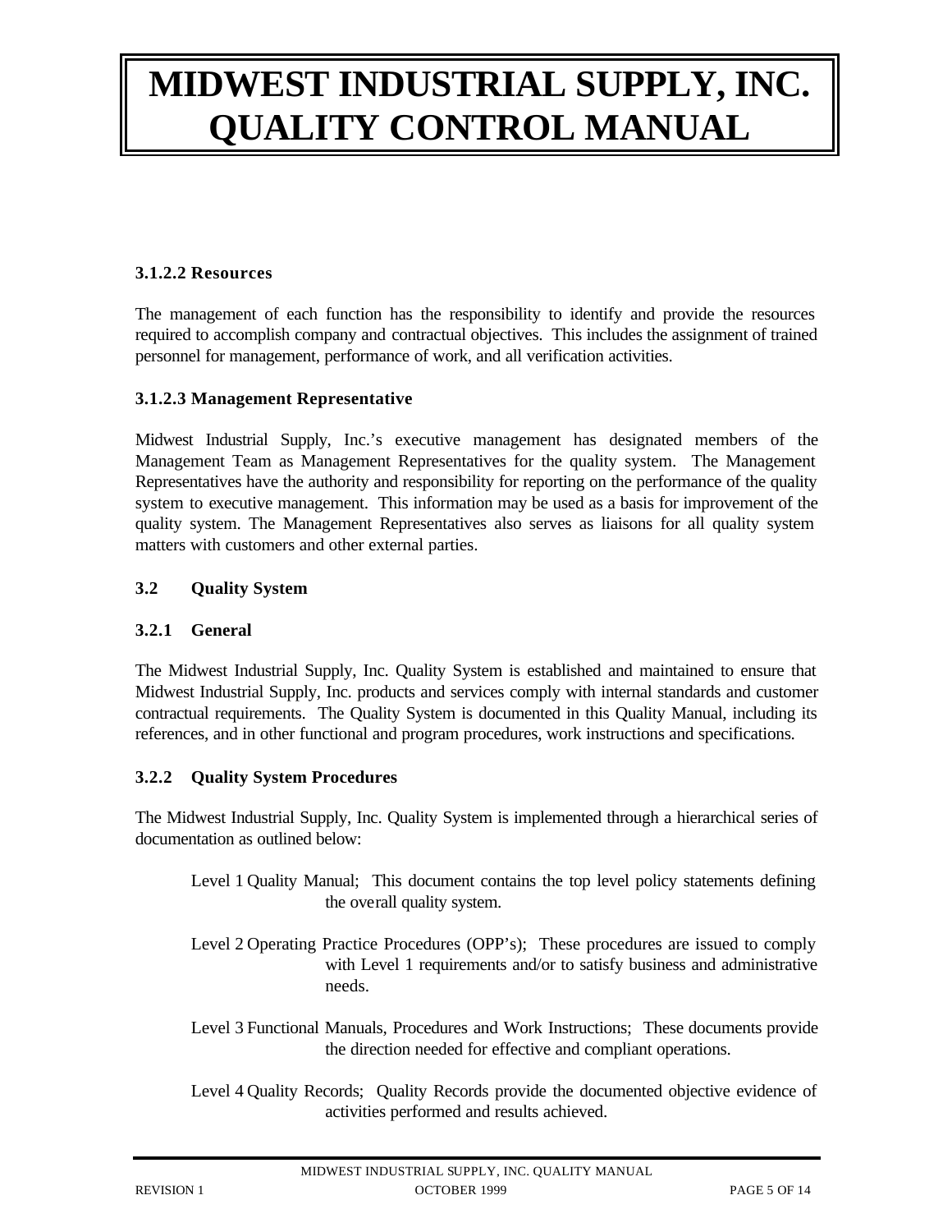#### 3.1.2.2 Resources

The management of each function has the responsibility to identify and provide the resources required to accomplish company and contractual objectives. This includes the assignment of trained personnel for management, performance of work, and all verification activities.

#### 3.1.2.3 Management Representative

Midwest Industrial Supply, Inc.'s executive management has designated members of the Management Team as Management Representatives for the quality system. The Management Representatives have the authority and responsibility for reporting on the performance of the quality system to executive management. This information may be used as a basis for improvement of the quality system. The Management Representatives also serves as liaisons for all quality system matters with customers and other external parties.

## 3.2 Quality System

### 3.2.1 General

The Midwest Industrial Supply, Inc. Quality System is established and maintained to ensure that Midwest Industrial Supply, Inc. products and services comply with internal standards and customer contractual requirements. The Quality System is documented in this Quality Manual, including its references, and in other functional and program procedures, work instructions and specifications.

### 3.2.2 Quality System Procedures

The Midwest Industrial Supply, Inc. Quality System is implemented through a hierarchical series of documentation as outlined below:

Level 1 Quality Manual; This document contains the top level policy statements defining the overall quality system.

Level 2 Operating Practice Procedures (OPP's); These procedures are issued to comply with Level 1 requirements and/or to satisfy business and administrative needs.

Level 3 Functional Manuals, Procedures and Work Instructions; These documents provide the direction needed for effective and compliant operations.

Level 4 Quality Records; Quality Records provide the documented objective evidence of activities performed and results achieved.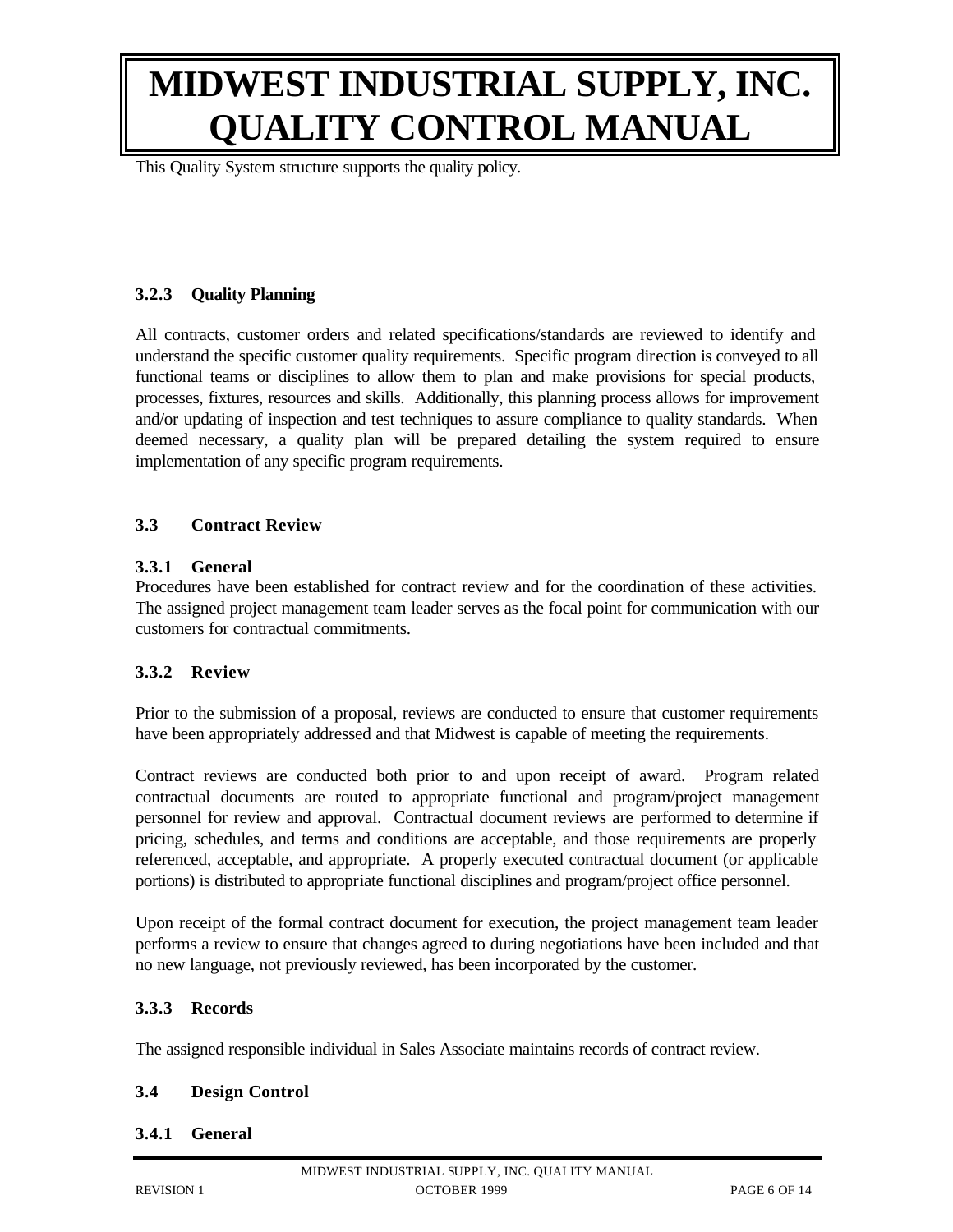This Quality System structure supports the quality policy.

#### 3.2.3 Quality Planning

All contracts, customer orders and related specifications/standards are reviewed to identify and understand the specific customer quality requirements. Specific program direction is conveyed to all functional teams or disciplines to allow them to plan and make provisions for special products, processes, fixtures, resources and skills. Additionally, this planning process allows for improvement and/or updating of inspection and test techniques to assure compliance to quality standards. When deemed necessary, a quality plan will be prepared detailing the system required to ensure implementation of any specific program requirements.

### 3.3 Contract Review

#### 3.3.1 General

Procedures have been established for contract review and for the coordination of these activities. The assigned project management team leader serves as the focal point for communication with our customers for contractual commitments.

#### 3.3.2 Review

Prior to the submission of a proposal, reviews are conducted to ensure that customer requirements have been appropriately addressed and that Midwest is capable of meeting the requirements.

Contract reviews are conducted both prior to and upon receipt of award. Program related contractual documents are routed to appropriate functional and program/project management personnel for review and approval. Contractual document reviews are performed to determine if pricing, schedules, and terms and conditions are acceptable, and those requirements are properly referenced, acceptable, and appropriate. A properly executed contractual document (or applicable portions) is distributed to appropriate functional disciplines and program/project office personnel.

Upon receipt of the formal contract document for execution, the project management team leader performs a review to ensure that changes agreed to during negotiations have been included and that no new language, not previously reviewed, has been incorporated by the customer.

#### 3.3.3 Records

The assigned responsible individual in Sales Associate maintains records of contract review.

### 3.4 Design Control

#### 3.4.1 General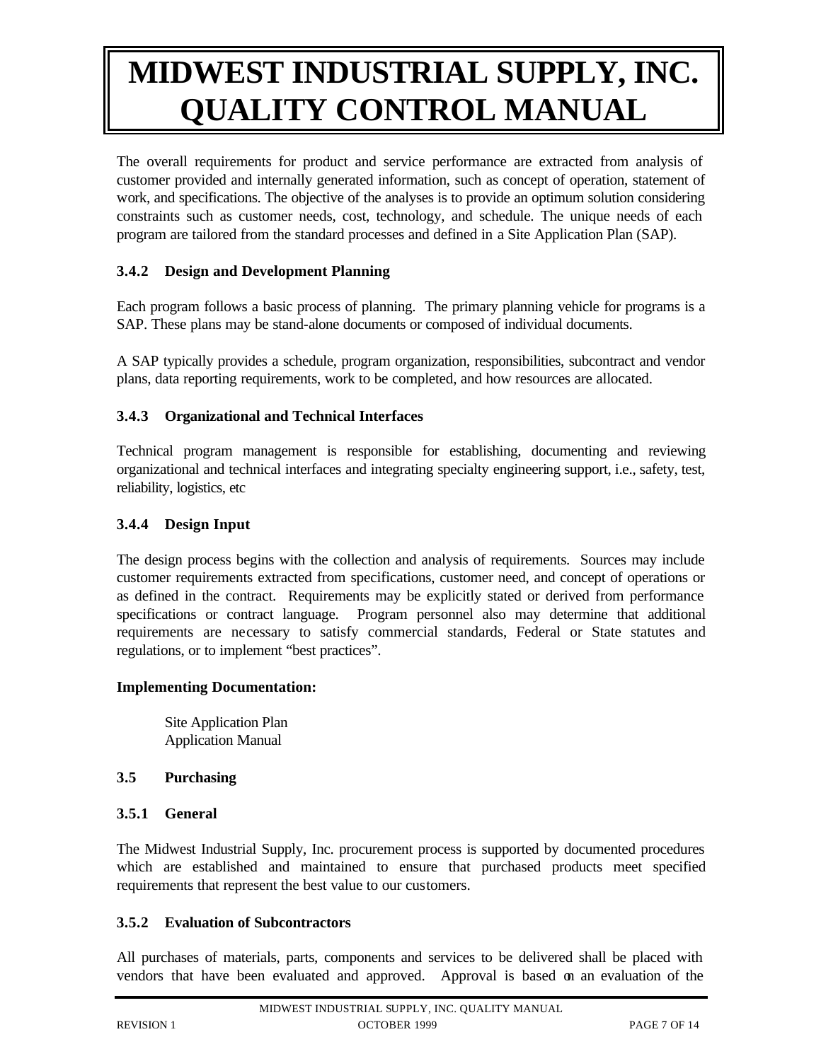The overall requirements for product and service performance are extracted from analysis of customer provided and internally generated information, such as concept of operation, statement of work, and specifications. The objective of the analyses is to provide an optimum solution considering constraints such as customer needs, cost, technology, and schedule. The unique needs of each program are tailored from the standard processes and defined in a Site Application Plan (SAP).

### 3.4.2 Design and Development Planning

Each program follows a basic process of planning. The primary planning vehicle for programs is a SAP. These plans may be stand-alone documents or composed of individual documents.

A SAP typically provides a schedule, program organization, responsibilities, subcontract and vendor plans, data reporting requirements, work to be completed, and how resources are allocated.

### 3.4.3 Organizational and Technical Interfaces

Technical program management is responsible for establishing, documenting and reviewing organizational and technical interfaces and integrating specialty engineering support, i.e., safety, test, reliability, logistics, etc

### 3.4.4 Design Input

The design process begins with the collection and analysis of requirements. Sources may include customer requirements extracted from specifications, customer need, and concept of operations or as defined in the contract. Requirements may be explicitly stated or derived from performance specifications or contract language. Program personnel also may determine that additional requirements are necessary to satisfy commercial standards, Federal or State statutes and regulations, or to implement "best practices".

**Implementing Documentation:**

Site Application Plan
Application Manual

## 3.5 Purchasing

### 3.5.1 General

The Midwest Industrial Supply, Inc. procurement process is supported by documented procedures which are established and maintained to ensure that purchased products meet specified requirements that represent the best value to our customers.

### 3.5.2 Evaluation of Subcontractors

All purchases of materials, parts, components and services to be delivered shall be placed with vendors that have been evaluated and approved. Approval is based on an evaluation of the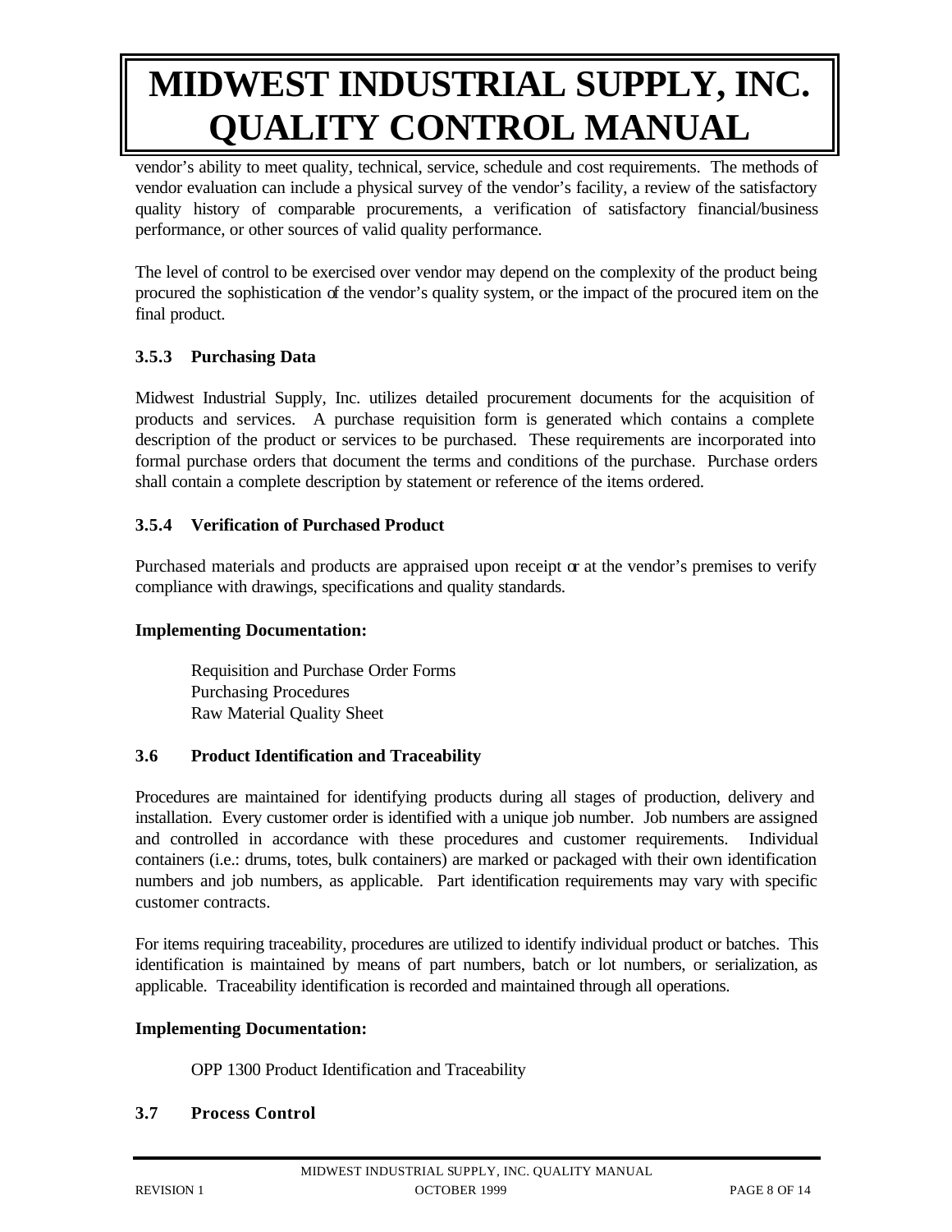vendor's ability to meet quality, technical, service, schedule and cost requirements. The methods of vendor evaluation can include a physical survey of the vendor's facility, a review of the satisfactory quality history of comparable procurements, a verification of satisfactory financial/business performance, or other sources of valid quality performance.

The level of control to be exercised over vendor may depend on the complexity of the product being procured the sophistication of the vendor's quality system, or the impact of the procured item on the final product.

### 3.5.3 Purchasing Data

Midwest Industrial Supply, Inc. utilizes detailed procurement documents for the acquisition of products and services. A purchase requisition form is generated which contains a complete description of the product or services to be purchased. These requirements are incorporated into formal purchase orders that document the terms and conditions of the purchase. Purchase orders shall contain a complete description by statement or reference of the items ordered.

### 3.5.4 Verification of Purchased Product

Purchased materials and products are appraised upon receipt or at the vendor's premises to verify compliance with drawings, specifications and quality standards.

**Implementing Documentation:**

Requisition and Purchase Order Forms
Purchasing Procedures
Raw Material Quality Sheet

### 3.6 Product Identification and Traceability

Procedures are maintained for identifying products during all stages of production, delivery and installation. Every customer order is identified with a unique job number. Job numbers are assigned and controlled in accordance with these procedures and customer requirements. Individual containers (i.e.: drums, totes, bulk containers) are marked or packaged with their own identification numbers and job numbers, as applicable. Part identification requirements may vary with specific customer contracts.

For items requiring traceability, procedures are utilized to identify individual product or batches. This identification is maintained by means of part numbers, batch or lot numbers, or serialization, as applicable. Traceability identification is recorded and maintained through all operations.

**Implementing Documentation:**

OPP 1300 Product Identification and Traceability

### 3.7 Process Control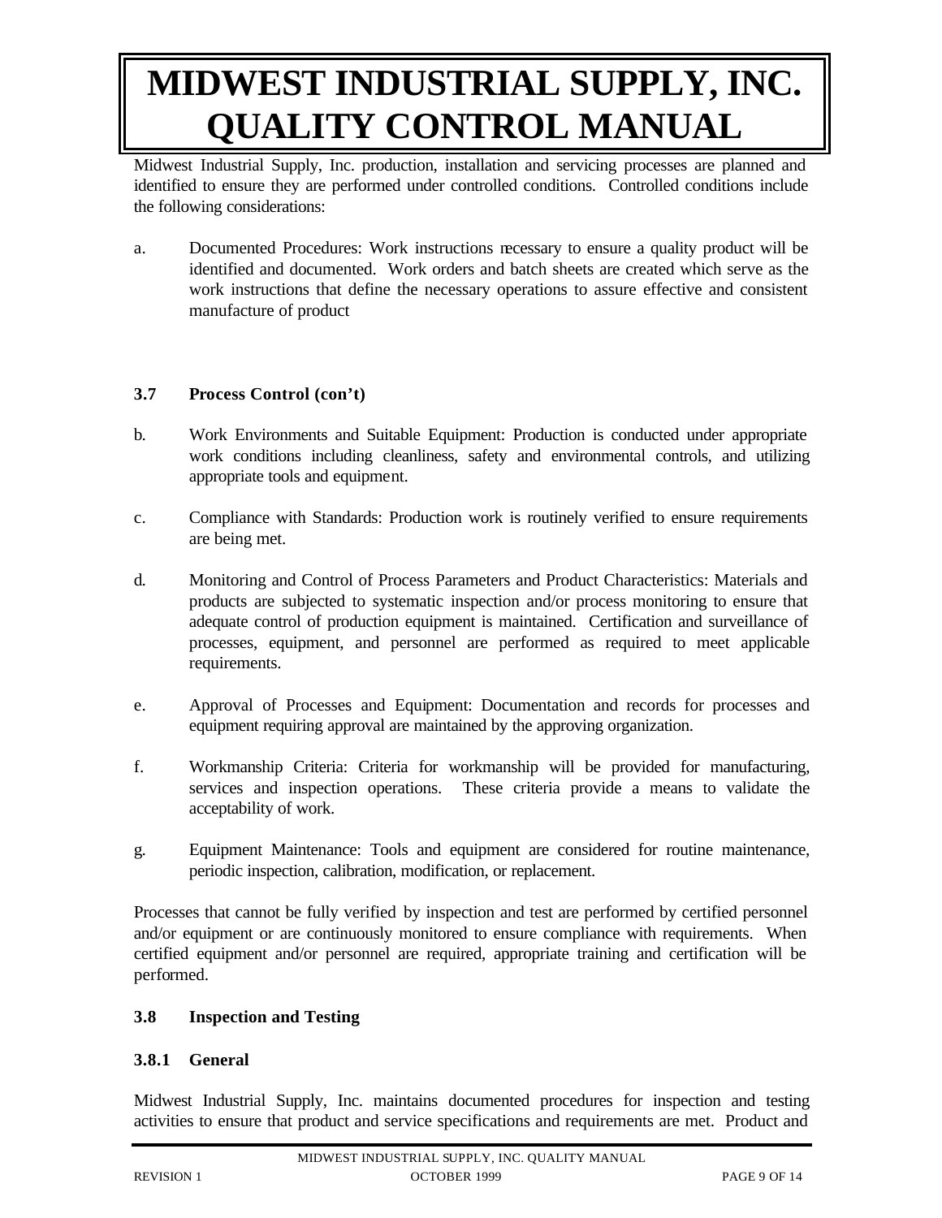Midwest Industrial Supply, Inc. production, installation and servicing processes are planned and identified to ensure they are performed under controlled conditions. Controlled conditions include the following considerations:

a. Documented Procedures: Work instructions necessary to ensure a quality product will be identified and documented. Work orders and batch sheets are created which serve as the work instructions that define the necessary operations to assure effective and consistent manufacture of product

### 3.7 Process Control (con't)

b. Work Environments and Suitable Equipment: Production is conducted under appropriate work conditions including cleanliness, safety and environmental controls, and utilizing appropriate tools and equipment.

c. Compliance with Standards: Production work is routinely verified to ensure requirements are being met.

d. Monitoring and Control of Process Parameters and Product Characteristics: Materials and products are subjected to systematic inspection and/or process monitoring to ensure that adequate control of production equipment is maintained. Certification and surveillance of processes, equipment, and personnel are performed as required to meet applicable requirements.

e. Approval of Processes and Equipment: Documentation and records for processes and equipment requiring approval are maintained by the approving organization.

f. Workmanship Criteria: Criteria for workmanship will be provided for manufacturing, services and inspection operations. These criteria provide a means to validate the acceptability of work.

g. Equipment Maintenance: Tools and equipment are considered for routine maintenance, periodic inspection, calibration, modification, or replacement.

Processes that cannot be fully verified by inspection and test are performed by certified personnel and/or equipment or are continuously monitored to ensure compliance with requirements. When certified equipment and/or personnel are required, appropriate training and certification will be performed.

### 3.8 Inspection and Testing

#### 3.8.1 General

Midwest Industrial Supply, Inc. maintains documented procedures for inspection and testing activities to ensure that product and service specifications and requirements are met. Product and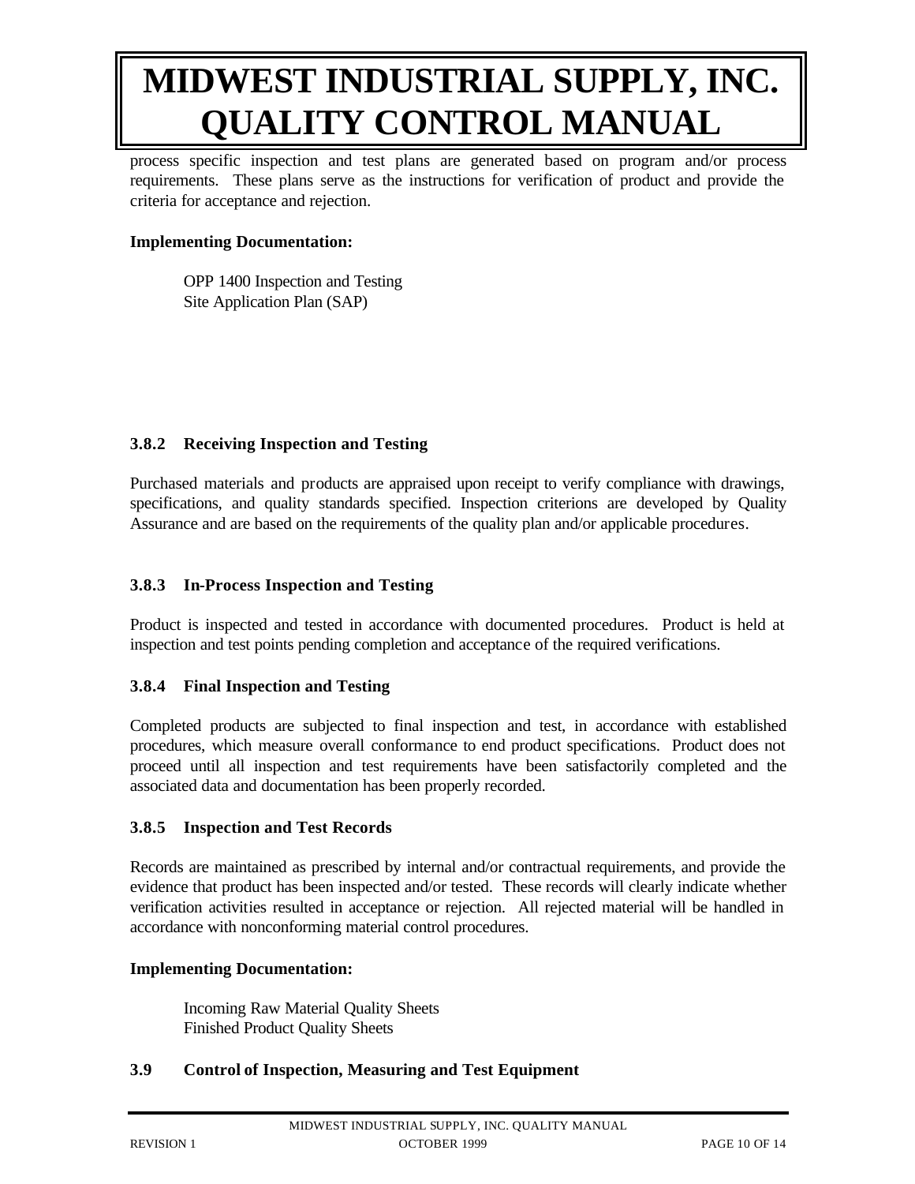process specific inspection and test plans are generated based on program and/or process requirements. These plans serve as the instructions for verification of product and provide the criteria for acceptance and rejection.

**Implementing Documentation:**

OPP 1400 Inspection and Testing
Site Application Plan (SAP)

### 3.8.2 Receiving Inspection and Testing

Purchased materials and products are appraised upon receipt to verify compliance with drawings, specifications, and quality standards specified. Inspection criterions are developed by Quality Assurance and are based on the requirements of the quality plan and/or applicable procedures.

### 3.8.3 In-Process Inspection and Testing

Product is inspected and tested in accordance with documented procedures. Product is held at inspection and test points pending completion and acceptance of the required verifications.

### 3.8.4 Final Inspection and Testing

Completed products are subjected to final inspection and test, in accordance with established procedures, which measure overall conformance to end product specifications. Product does not proceed until all inspection and test requirements have been satisfactorily completed and the associated data and documentation has been properly recorded.

### 3.8.5 Inspection and Test Records

Records are maintained as prescribed by internal and/or contractual requirements, and provide the evidence that product has been inspected and/or tested. These records will clearly indicate whether verification activities resulted in acceptance or rejection. All rejected material will be handled in accordance with nonconforming material control procedures.

**Implementing Documentation:**

Incoming Raw Material Quality Sheets
Finished Product Quality Sheets

## 3.9 Control of Inspection, Measuring and Test Equipment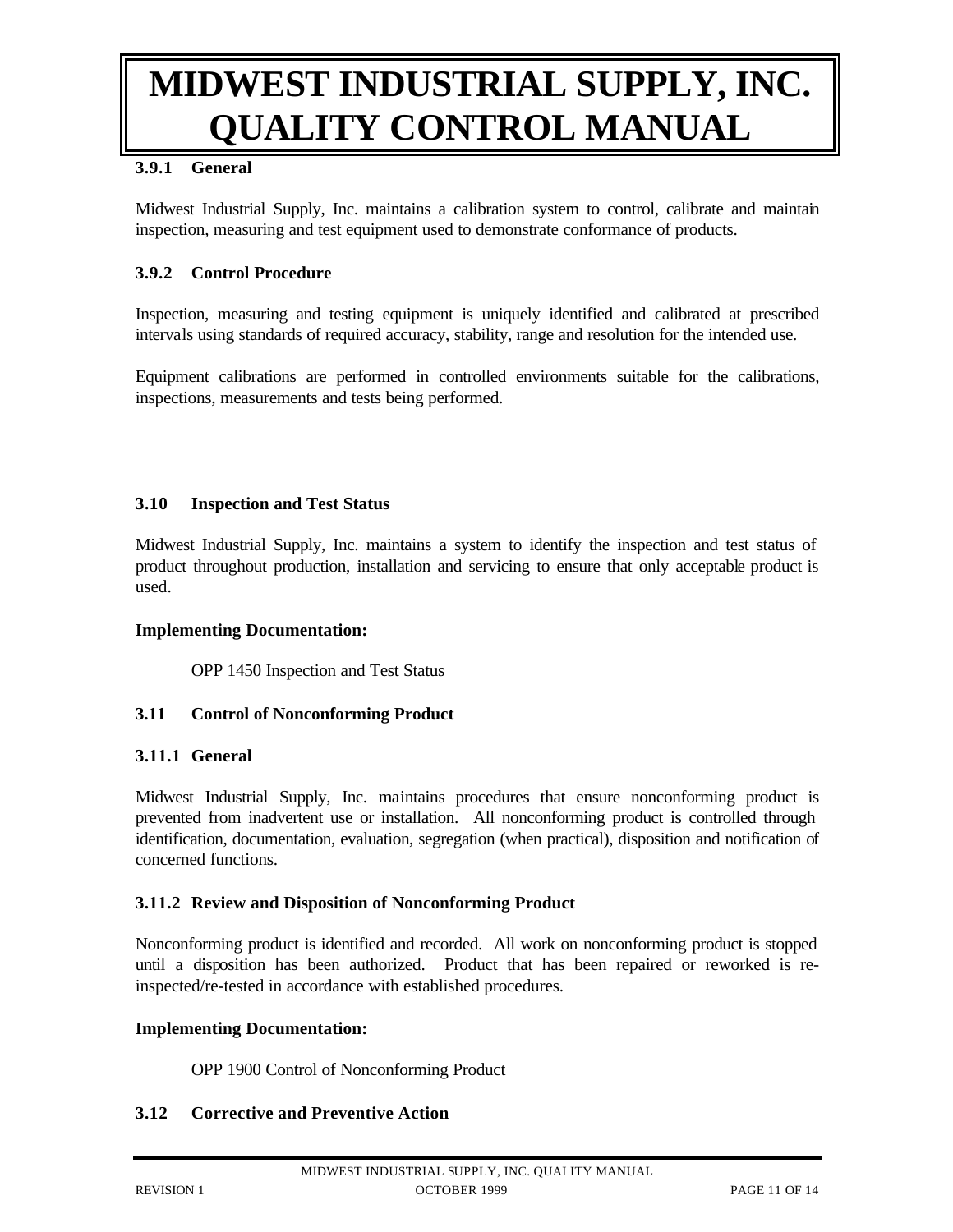#### 3.9.1 General

Midwest Industrial Supply, Inc. maintains a calibration system to control, calibrate and maintain inspection, measuring and test equipment used to demonstrate conformance of products.

#### 3.9.2 Control Procedure

Inspection, measuring and testing equipment is uniquely identified and calibrated at prescribed intervals using standards of required accuracy, stability, range and resolution for the intended use.

Equipment calibrations are performed in controlled environments suitable for the calibrations, inspections, measurements and tests being performed.

### 3.10 Inspection and Test Status

Midwest Industrial Supply, Inc. maintains a system to identify the inspection and test status of product throughout production, installation and servicing to ensure that only acceptable product is used.

**Implementing Documentation:**

OPP 1450 Inspection and Test Status

### 3.11 Control of Nonconforming Product

#### 3.11.1 General

Midwest Industrial Supply, Inc. maintains procedures that ensure nonconforming product is prevented from inadvertent use or installation. All nonconforming product is controlled through identification, documentation, evaluation, segregation (when practical), disposition and notification of concerned functions.

#### 3.11.2 Review and Disposition of Nonconforming Product

Nonconforming product is identified and recorded. All work on nonconforming product is stopped until a disposition has been authorized. Product that has been repaired or reworked is re-inspected/re-tested in accordance with established procedures.

**Implementing Documentation:**

OPP 1900 Control of Nonconforming Product

### 3.12 Corrective and Preventive Action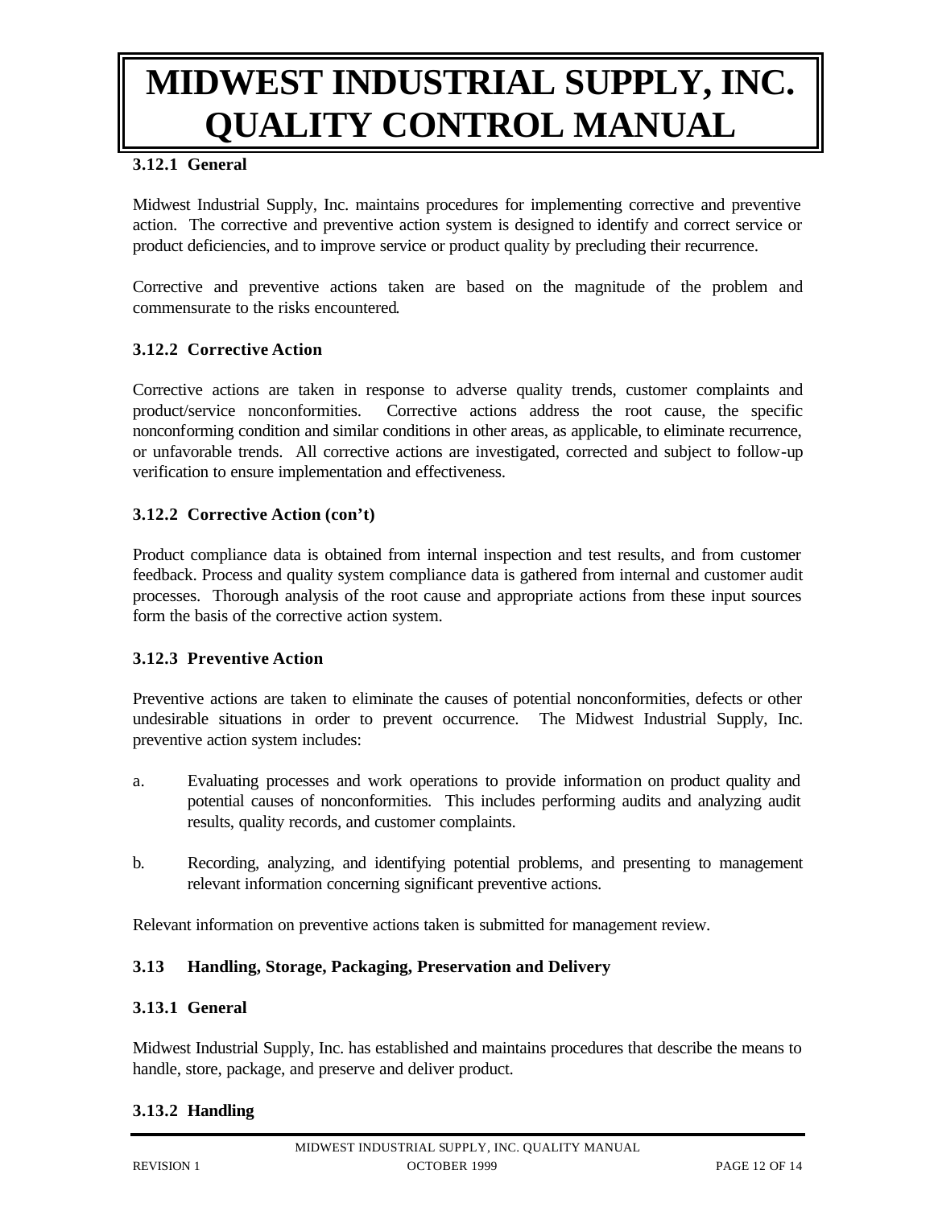#### 3.12.1 General

Midwest Industrial Supply, Inc. maintains procedures for implementing corrective and preventive action. The corrective and preventive action system is designed to identify and correct service or product deficiencies, and to improve service or product quality by precluding their recurrence.

Corrective and preventive actions taken are based on the magnitude of the problem and commensurate to the risks encountered.

#### 3.12.2 Corrective Action

Corrective actions are taken in response to adverse quality trends, customer complaints and product/service nonconformities. Corrective actions address the root cause, the specific nonconforming condition and similar conditions in other areas, as applicable, to eliminate recurrence, or unfavorable trends. All corrective actions are investigated, corrected and subject to follow-up verification to ensure implementation and effectiveness.

#### 3.12.2 Corrective Action (con't)

Product compliance data is obtained from internal inspection and test results, and from customer feedback. Process and quality system compliance data is gathered from internal and customer audit processes. Thorough analysis of the root cause and appropriate actions from these input sources form the basis of the corrective action system.

#### 3.12.3 Preventive Action

Preventive actions are taken to eliminate the causes of potential nonconformities, defects or other undesirable situations in order to prevent occurrence. The Midwest Industrial Supply, Inc. preventive action system includes:

a. Evaluating processes and work operations to provide information on product quality and potential causes of nonconformities. This includes performing audits and analyzing audit results, quality records, and customer complaints.

b. Recording, analyzing, and identifying potential problems, and presenting to management relevant information concerning significant preventive actions.

Relevant information on preventive actions taken is submitted for management review.

### 3.13 Handling, Storage, Packaging, Preservation and Delivery

#### 3.13.1 General

Midwest Industrial Supply, Inc. has established and maintains procedures that describe the means to handle, store, package, and preserve and deliver product.

#### 3.13.2 Handling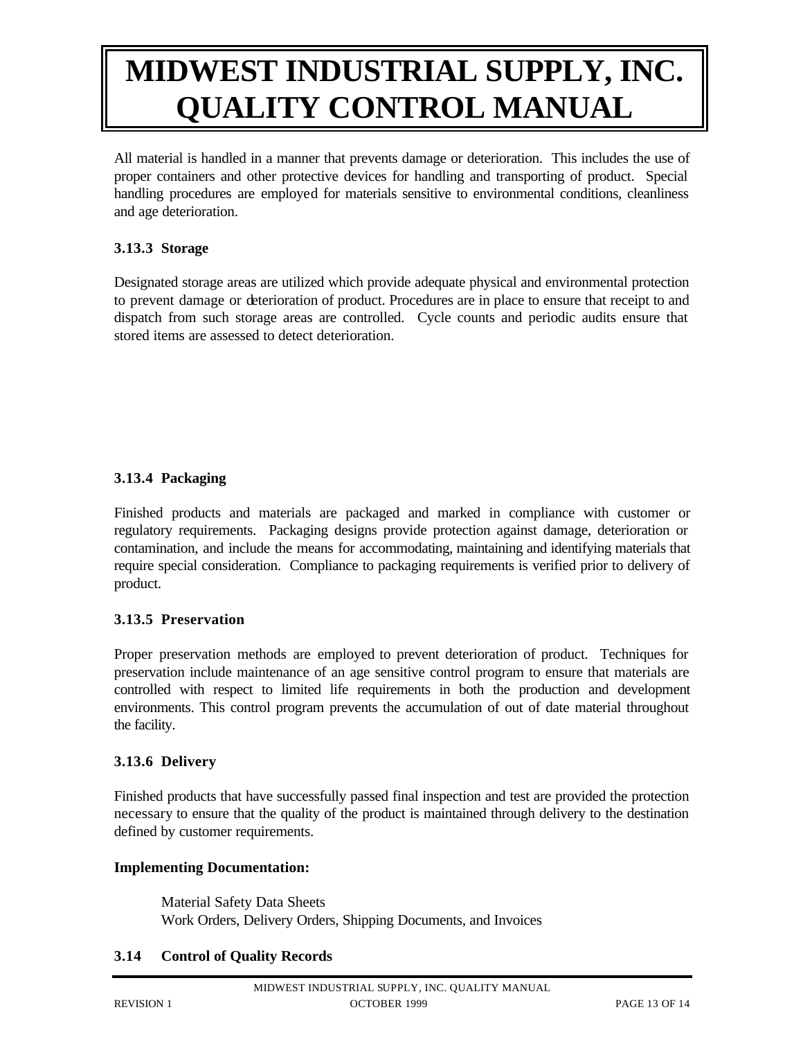All material is handled in a manner that prevents damage or deterioration. This includes the use of proper containers and other protective devices for handling and transporting of product. Special handling procedures are employed for materials sensitive to environmental conditions, cleanliness and age deterioration.

### 3.13.3 Storage

Designated storage areas are utilized which provide adequate physical and environmental protection to prevent damage or deterioration of product. Procedures are in place to ensure that receipt to and dispatch from such storage areas are controlled. Cycle counts and periodic audits ensure that stored items are assessed to detect deterioration.

### 3.13.4 Packaging

Finished products and materials are packaged and marked in compliance with customer or regulatory requirements. Packaging designs provide protection against damage, deterioration or contamination, and include the means for accommodating, maintaining and identifying materials that require special consideration. Compliance to packaging requirements is verified prior to delivery of product.

### 3.13.5 Preservation

Proper preservation methods are employed to prevent deterioration of product. Techniques for preservation include maintenance of an age sensitive control program to ensure that materials are controlled with respect to limited life requirements in both the production and development environments. This control program prevents the accumulation of out of date material throughout the facility.

### 3.13.6 Delivery

Finished products that have successfully passed final inspection and test are provided the protection necessary to ensure that the quality of the product is maintained through delivery to the destination defined by customer requirements.

**Implementing Documentation:**

Material Safety Data Sheets
Work Orders, Delivery Orders, Shipping Documents, and Invoices

## 3.14 Control of Quality Records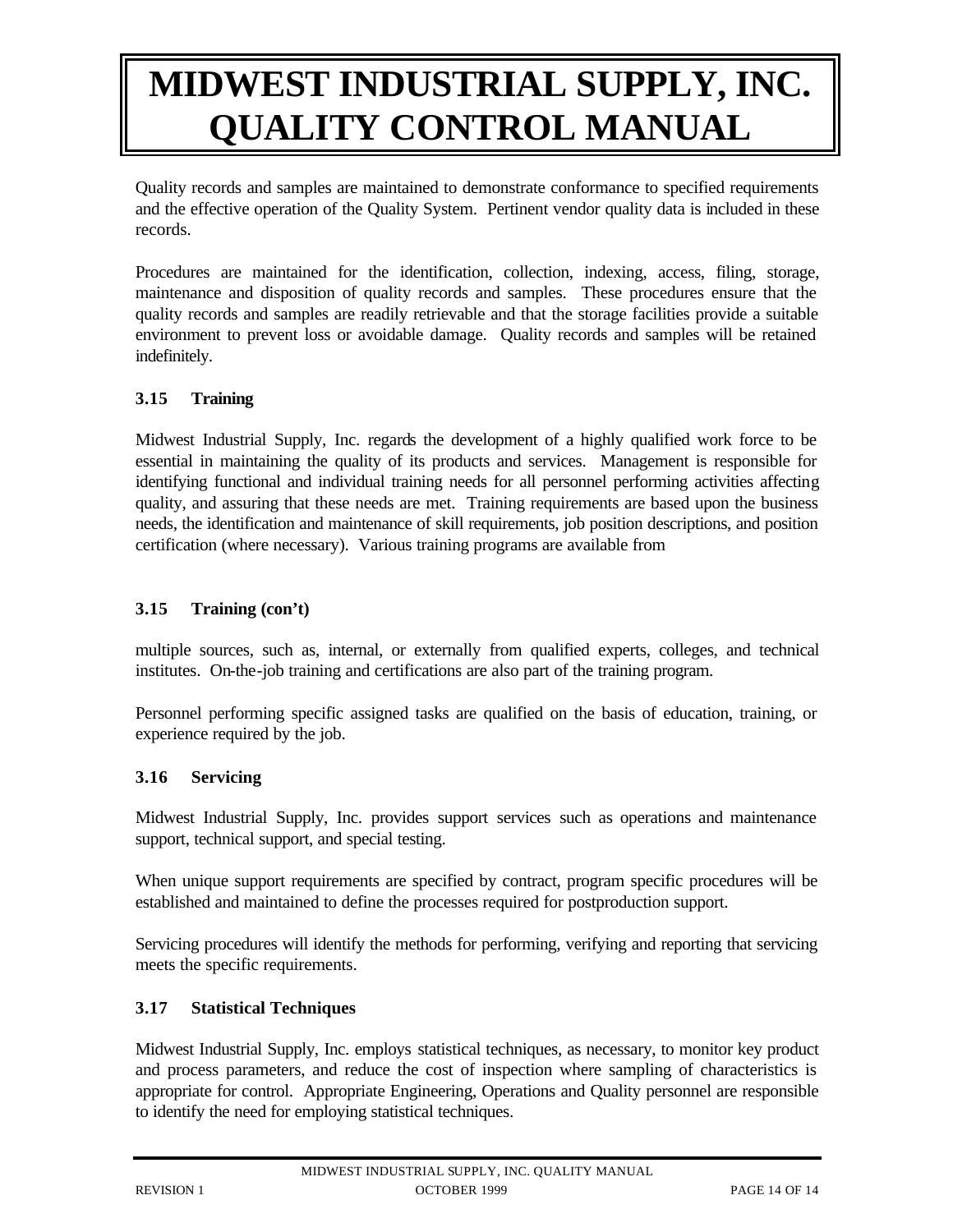Quality records and samples are maintained to demonstrate conformance to specified requirements and the effective operation of the Quality System. Pertinent vendor quality data is included in these records.

Procedures are maintained for the identification, collection, indexing, access, filing, storage, maintenance and disposition of quality records and samples. These procedures ensure that the quality records and samples are readily retrievable and that the storage facilities provide a suitable environment to prevent loss or avoidable damage. Quality records and samples will be retained indefinitely.

### 3.15 Training

Midwest Industrial Supply, Inc. regards the development of a highly qualified work force to be essential in maintaining the quality of its products and services. Management is responsible for identifying functional and individual training needs for all personnel performing activities affecting quality, and assuring that these needs are met. Training requirements are based upon the business needs, the identification and maintenance of skill requirements, job position descriptions, and position certification (where necessary). Various training programs are available from

### 3.15 Training (con't)

multiple sources, such as, internal, or externally from qualified experts, colleges, and technical institutes. On-the-job training and certifications are also part of the training program.

Personnel performing specific assigned tasks are qualified on the basis of education, training, or experience required by the job.

### 3.16 Servicing

Midwest Industrial Supply, Inc. provides support services such as operations and maintenance support, technical support, and special testing.

When unique support requirements are specified by contract, program specific procedures will be established and maintained to define the processes required for postproduction support.

Servicing procedures will identify the methods for performing, verifying and reporting that servicing meets the specific requirements.

### 3.17 Statistical Techniques

Midwest Industrial Supply, Inc. employs statistical techniques, as necessary, to monitor key product and process parameters, and reduce the cost of inspection where sampling of characteristics is appropriate for control. Appropriate Engineering, Operations and Quality personnel are responsible to identify the need for employing statistical techniques.